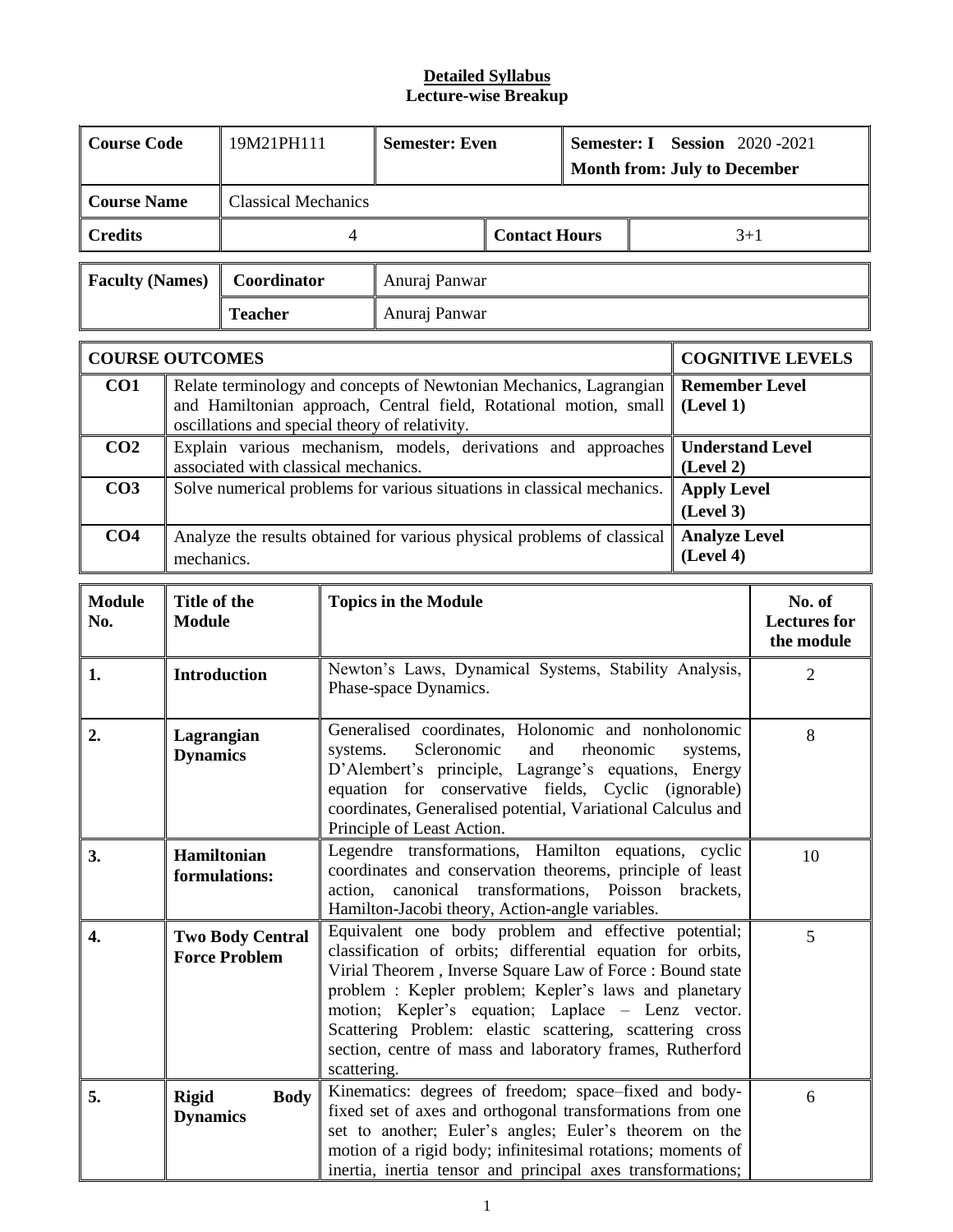**Detailed Syllabus**
**Lecture-wise Breakup**

| **Course Code** | 19M21PH111 | **Semester: Even** | | **Semester: I Session** 2020 -2021 **Month from: July to December** |
|---|---|---|---|---|
| **Course Name** | Classical Mechanics | | | |
| **Credits** | 4 | | **Contact Hours** | 3+1 |

| **Faculty (Names)** | **Coordinator** | Anuraj Panwar |
|---|---|---|
| | **Teacher** | Anuraj Panwar |

| **COURSE OUTCOMES** | | **COGNITIVE LEVELS** |
|---|---|---|
| **CO1** | Relate terminology and concepts of Newtonian Mechanics, Lagrangian and Hamiltonian approach, Central field, Rotational motion, small oscillations and special theory of relativity. | **Remember Level (Level 1)** |
| **CO2** | Explain various mechanism, models, derivations and approaches associated with classical mechanics. | **Understand Level (Level 2)** |
| **CO3** | Solve numerical problems for various situations in classical mechanics. | **Apply Level (Level 3)** |
| **CO4** | Analyze the results obtained for various physical problems of classical mechanics. | **Analyze Level (Level 4)** |

| **Module No.** | **Title of the Module** | **Topics in the Module** | **No. of Lectures for the module** |
|---|---|---|---|
| **1.** | **Introduction** | Newton's Laws, Dynamical Systems, Stability Analysis, Phase-space Dynamics. | 2 |
| **2.** | **Lagrangian Dynamics** | Generalised coordinates, Holonomic and nonholonomic systems. Scleronomic and rheonomic systems, D'Alembert's principle, Lagrange's equations, Energy equation for conservative fields, Cyclic (ignorable) coordinates, Generalised potential, Variational Calculus and Principle of Least Action. | 8 |
| **3.** | **Hamiltonian formulations:** | Legendre transformations, Hamilton equations, cyclic coordinates and conservation theorems, principle of least action, canonical transformations, Poisson brackets, Hamilton-Jacobi theory, Action-angle variables. | 10 |
| **4.** | **Two Body Central Force Problem** | Equivalent one body problem and effective potential; classification of orbits; differential equation for orbits, Virial Theorem , Inverse Square Law of Force : Bound state problem : Kepler problem; Kepler's laws and planetary motion; Kepler's equation; Laplace – Lenz vector. Scattering Problem: elastic scattering, scattering cross section, centre of mass and laboratory frames, Rutherford scattering. | 5 |
| **5.** | **Rigid Body Dynamics** | Kinematics: degrees of freedom; space–fixed and body-fixed set of axes and orthogonal transformations from one set to another; Euler's angles; Euler's theorem on the motion of a rigid body; infinitesimal rotations; moments of inertia, inertia tensor and principal axes transformations; | 6 |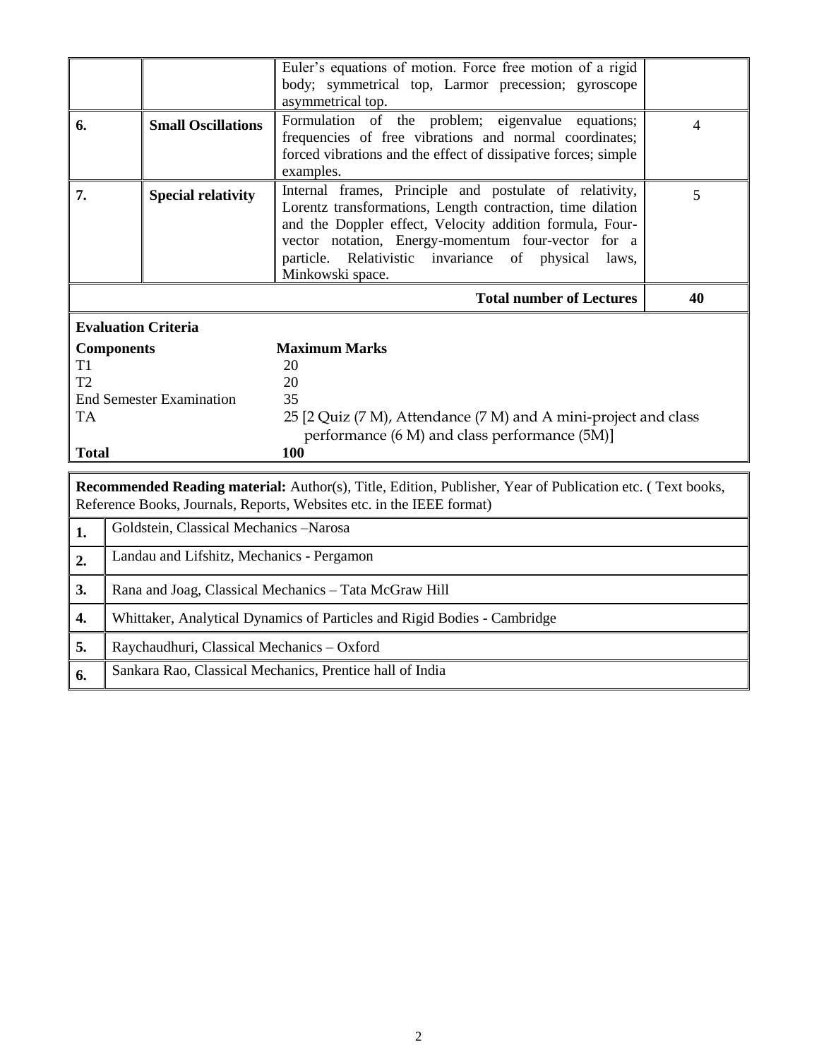| | | | |
|---|---|---|---|
| | | Euler's equations of motion. Force free motion of a rigid body; symmetrical top, Larmor precession; gyroscope asymmetrical top. | |
| 6. | **Small Oscillations** | Formulation of the problem; eigenvalue equations; frequencies of free vibrations and normal coordinates; forced vibrations and the effect of dissipative forces; simple examples. | 4 |
| 7. | **Special relativity** | Internal frames, Principle and postulate of relativity, Lorentz transformations, Length contraction, time dilation and the Doppler effect, Velocity addition formula, Four-vector notation, Energy-momentum four-vector for a particle. Relativistic invariance of physical laws, Minkowski space. | 5 |
| | | **Total number of Lectures** | **40** |

**Evaluation Criteria**

| **Components** | **Maximum Marks** |
|---|---|
| T1 | 20 |
| T2 | 20 |
| End Semester Examination | 35 |
| TA | 25 [2 Quiz (7 M), Attendance (7 M) and A mini-project and class performance (6 M) and class performance (5M)] |
| **Total** | **100** |

**Recommended Reading material:** Author(s), Title, Edition, Publisher, Year of Publication etc. ( Text books, Reference Books, Journals, Reports, Websites etc. in the IEEE format)

| | |
|---|---|
| **1.** | Goldstein, Classical Mechanics –Narosa |
| **2.** | Landau and Lifshitz, Mechanics - Pergamon |
| **3.** | Rana and Joag, Classical Mechanics – Tata McGraw Hill |
| **4.** | Whittaker, Analytical Dynamics of Particles and Rigid Bodies - Cambridge |
| **5.** | Raychaudhuri, Classical Mechanics – Oxford |
| **6.** | Sankara Rao, Classical Mechanics, Prentice hall of India |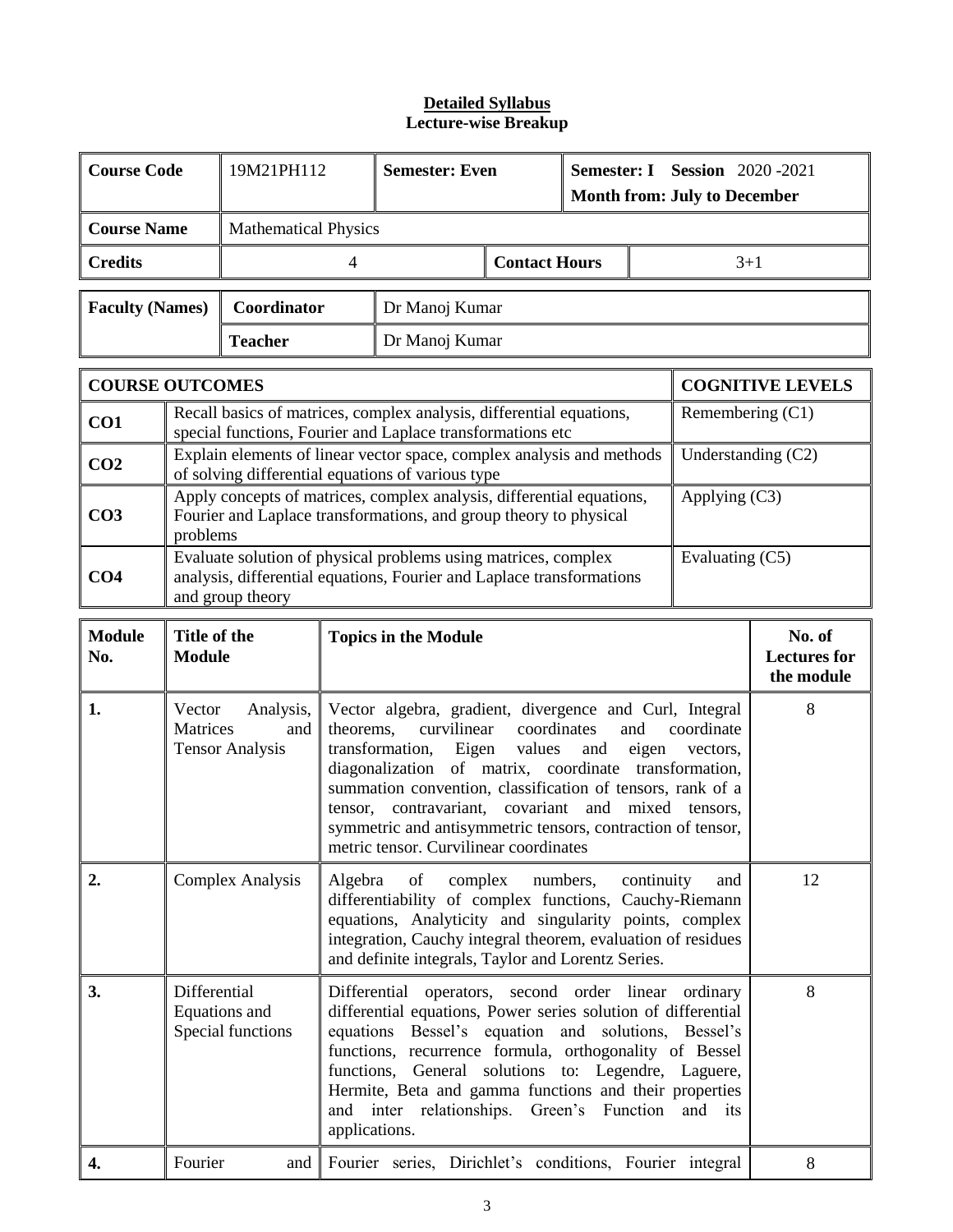**Detailed Syllabus**
**Lecture-wise Breakup**

| **Course Code** | 19M21PH112 | **Semester: Even** | **Semester: I Session** 2020 -2021 **Month from: July to December** |
|---|---|---|---|
| **Course Name** | Mathematical Physics | | |
| **Credits** | 4 | **Contact Hours** | 3+1 |

| **Faculty (Names)** | **Coordinator** | Dr Manoj Kumar |
|---|---|---|
| | **Teacher** | Dr Manoj Kumar |

| **COURSE OUTCOMES** | | **COGNITIVE LEVELS** |
|---|---|---|
| **CO1** | Recall basics of matrices, complex analysis, differential equations, special functions, Fourier and Laplace transformations etc | Remembering (C1) |
| **CO2** | Explain elements of linear vector space, complex analysis and methods of solving differential equations of various type | Understanding (C2) |
| **CO3** | Apply concepts of matrices, complex analysis, differential equations, Fourier and Laplace transformations, and group theory to physical problems | Applying (C3) |
| **CO4** | Evaluate solution of physical problems using matrices, complex analysis, differential equations, Fourier and Laplace transformations and group theory | Evaluating (C5) |

| **Module No.** | **Title of the Module** | **Topics in the Module** | **No. of Lectures for the module** |
|---|---|---|---|
| **1.** | Vector Analysis, Matrices and Tensor Analysis | Vector algebra, gradient, divergence and Curl, Integral theorems, curvilinear coordinates and coordinate transformation, Eigen values and eigen vectors, diagonalization of matrix, coordinate transformation, summation convention, classification of tensors, rank of a tensor, contravariant, covariant and mixed tensors, symmetric and antisymmetric tensors, contraction of tensor, metric tensor. Curvilinear coordinates | 8 |
| **2.** | Complex Analysis | Algebra of complex numbers, continuity and differentiability of complex functions, Cauchy-Riemann equations, Analyticity and singularity points, complex integration, Cauchy integral theorem, evaluation of residues and definite integrals, Taylor and Lorentz Series. | 12 |
| **3.** | Differential Equations and Special functions | Differential operators, second order linear ordinary differential equations, Power series solution of differential equations Bessel's equation and solutions, Bessel's functions, recurrence formula, orthogonality of Bessel functions, General solutions to: Legendre, Laguere, Hermite, Beta and gamma functions and their properties and inter relationships. Green's Function and its applications. | 8 |
| **4.** | Fourier and | Fourier series, Dirichlet's conditions, Fourier integral | 8 |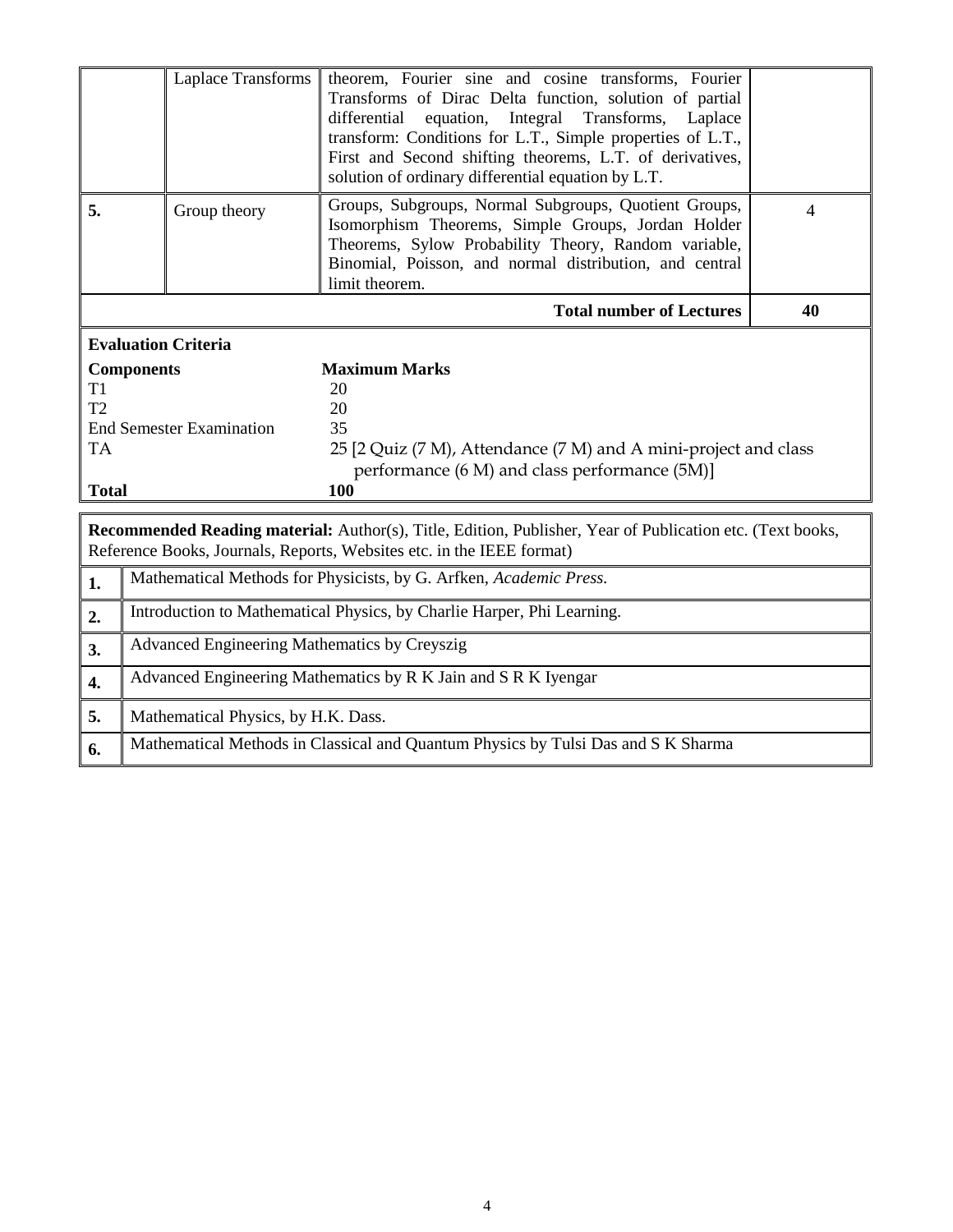|  | Laplace Transforms | theorem, Fourier sine and cosine transforms, Fourier Transforms of Dirac Delta function, solution of partial differential equation, Integral Transforms, Laplace transform: Conditions for L.T., Simple properties of L.T., First and Second shifting theorems, L.T. of derivatives, solution of ordinary differential equation by L.T. |  |
|---|---|---|---|
| **5.** | Group theory | Groups, Subgroups, Normal Subgroups, Quotient Groups, Isomorphism Theorems, Simple Groups, Jordan Holder Theorems, Sylow Probability Theory, Random variable, Binomial, Poisson, and normal distribution, and central limit theorem. | 4 |
|  |  | **Total number of Lectures** | **40** |

**Evaluation Criteria**

| **Components** | **Maximum Marks** |
|---|---|
| T1 | 20 |
| T2 | 20 |
| End Semester Examination | 35 |
| TA | 25 [2 Quiz (7 M), Attendance (7 M) and A mini-project and class performance (6 M) and class performance (5M)] |
| **Total** | **100** |

**Recommended Reading material:** Author(s), Title, Edition, Publisher, Year of Publication etc. (Text books, Reference Books, Journals, Reports, Websites etc. in the IEEE format)

| | |
|---|---|
| **1.** | Mathematical Methods for Physicists, by G. Arfken, *Academic Press.* |
| **2.** | Introduction to Mathematical Physics, by Charlie Harper, Phi Learning. |
| **3.** | Advanced Engineering Mathematics by Creyszig |
| **4.** | Advanced Engineering Mathematics by R K Jain and S R K Iyengar |
| **5.** | Mathematical Physics, by H.K. Dass. |
| **6.** | Mathematical Methods in Classical and Quantum Physics by Tulsi Das and S K Sharma |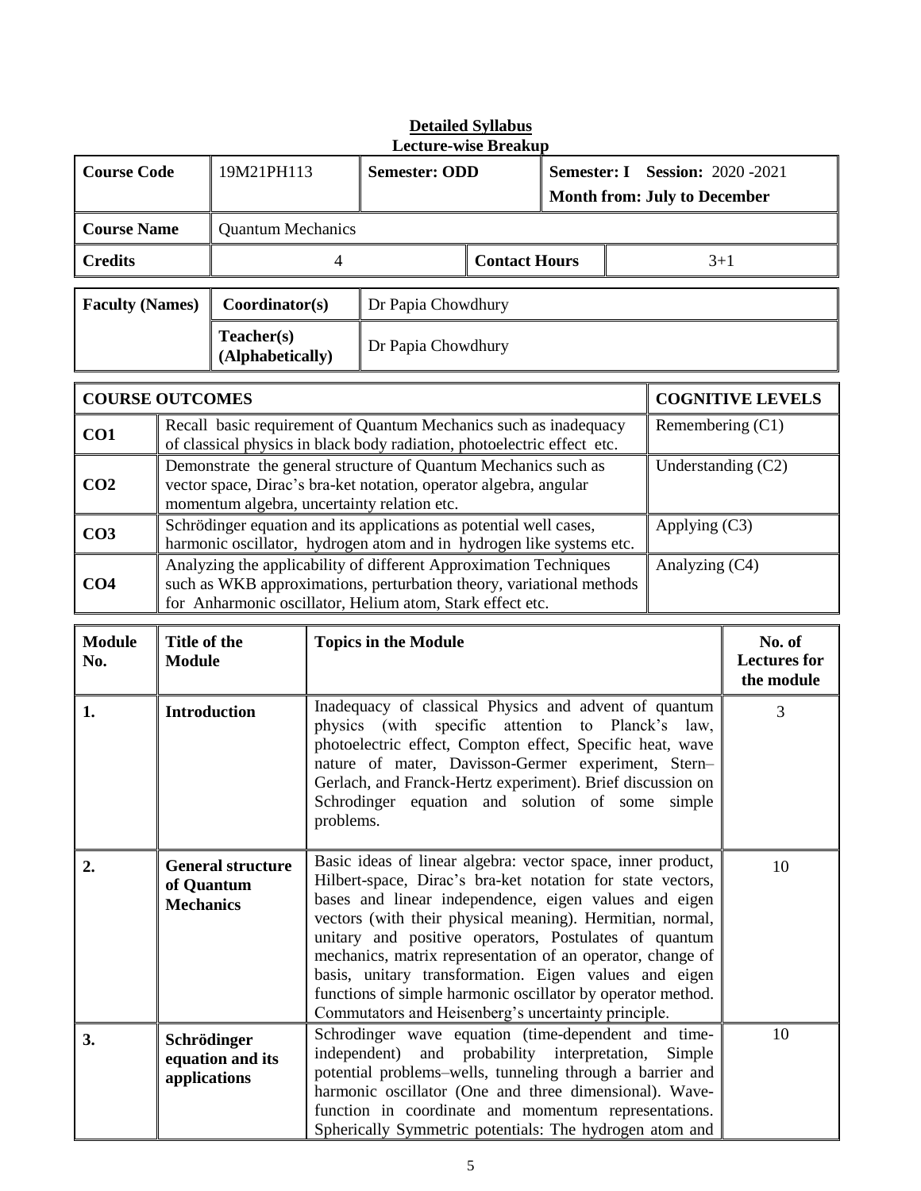**Detailed Syllabus**

**Lecture-wise Breakup**

| **Course Code** | 19M21PH113 | **Semester: ODD** | | **Semester: I Session:** 2020 -2021<br>**Month from: July to December** |
|---|---|---|---|---|
| **Course Name** | Quantum Mechanics | | | |
| **Credits** | 4 | | **Contact Hours** | 3+1 |

| **Faculty (Names)** | **Coordinator(s)** | Dr Papia Chowdhury |
|---|---|---|
| | **Teacher(s) (Alphabetically)** | Dr Papia Chowdhury |

| **COURSE OUTCOMES** | | **COGNITIVE LEVELS** |
|---|---|---|
| **CO1** | Recall basic requirement of Quantum Mechanics such as inadequacy of classical physics in black body radiation, photoelectric effect etc. | Remembering (C1) |
| **CO2** | Demonstrate the general structure of Quantum Mechanics such as vector space, Dirac's bra-ket notation, operator algebra, angular momentum algebra, uncertainty relation etc. | Understanding (C2) |
| **CO3** | Schrödinger equation and its applications as potential well cases, harmonic oscillator, hydrogen atom and in hydrogen like systems etc. | Applying (C3) |
| **CO4** | Analyzing the applicability of different Approximation Techniques such as WKB approximations, perturbation theory, variational methods for Anharmonic oscillator, Helium atom, Stark effect etc. | Analyzing (C4) |

| **Module No.** | **Title of the Module** | **Topics in the Module** | **No. of Lectures for the module** |
|---|---|---|---|
| **1.** | **Introduction** | Inadequacy of classical Physics and advent of quantum physics (with specific attention to Planck's law, photoelectric effect, Compton effect, Specific heat, wave nature of mater, Davisson-Germer experiment, Stern–Gerlach, and Franck-Hertz experiment). Brief discussion on Schrodinger equation and solution of some simple problems. | 3 |
| **2.** | **General structure of Quantum Mechanics** | Basic ideas of linear algebra: vector space, inner product, Hilbert-space, Dirac's bra-ket notation for state vectors, bases and linear independence, eigen values and eigen vectors (with their physical meaning). Hermitian, normal, unitary and positive operators, Postulates of quantum mechanics, matrix representation of an operator, change of basis, unitary transformation. Eigen values and eigen functions of simple harmonic oscillator by operator method. Commutators and Heisenberg's uncertainty principle. | 10 |
| **3.** | **Schrödinger equation and its applications** | Schrodinger wave equation (time-dependent and time-independent) and probability interpretation, Simple potential problems–wells, tunneling through a barrier and harmonic oscillator (One and three dimensional). Wave-function in coordinate and momentum representations. Spherically Symmetric potentials: The hydrogen atom and | 10 |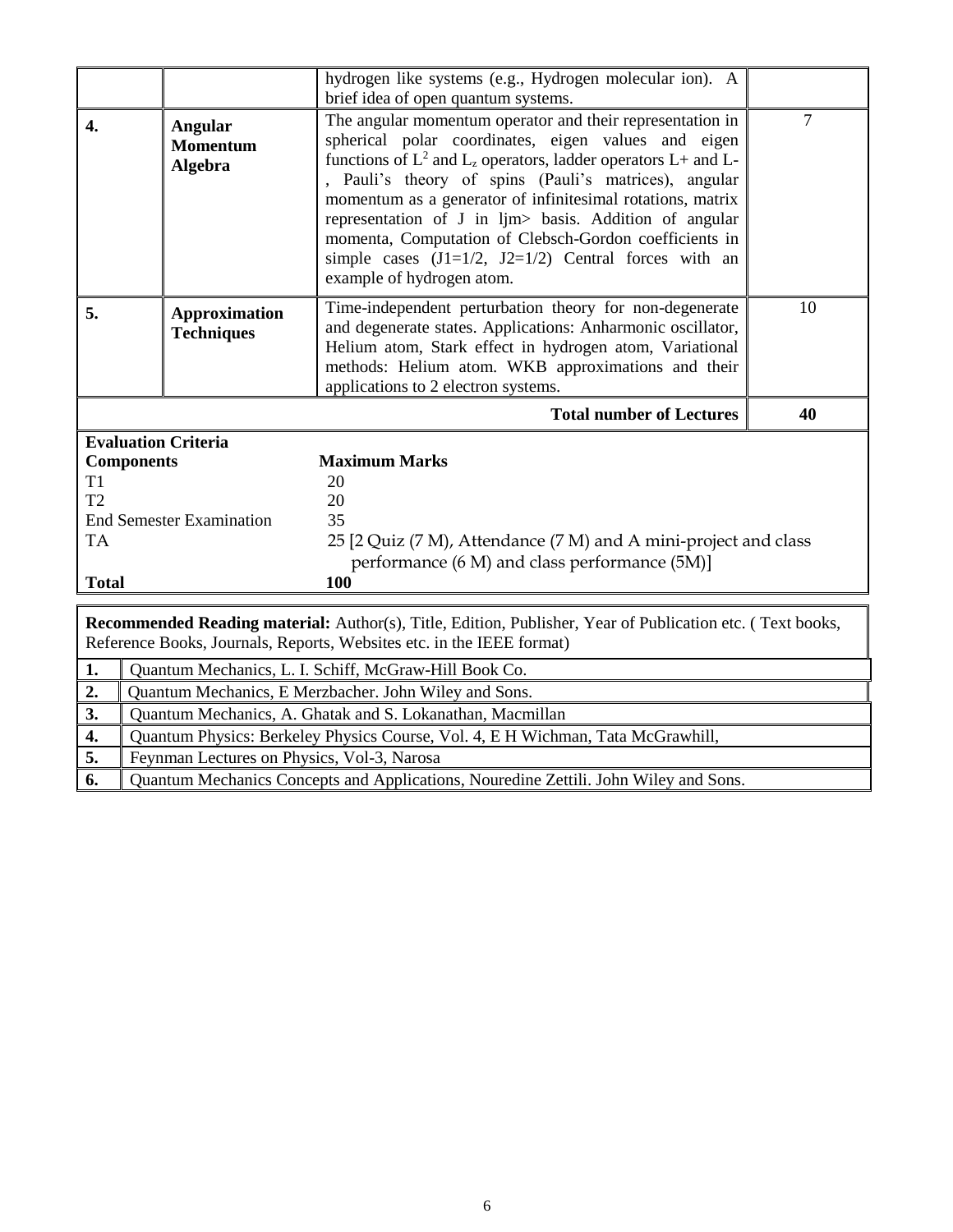|  |  |  |  |
|---|---|---|---|
|  |  | hydrogen like systems (e.g., Hydrogen molecular ion). A brief idea of open quantum systems. |  |
| **4.** | **Angular Momentum Algebra** | The angular momentum operator and their representation in spherical polar coordinates, eigen values and eigen functions of $L^2$ and $L_z$ operators, ladder operators L+ and L-, Pauli's theory of spins (Pauli's matrices), angular momentum as a generator of infinitesimal rotations, matrix representation of J in ljm> basis. Addition of angular momenta, Computation of Clebsch-Gordon coefficients in simple cases (J1=1/2, J2=1/2) Central forces with an example of hydrogen atom. | 7 |
| **5.** | **Approximation Techniques** | Time-independent perturbation theory for non-degenerate and degenerate states. Applications: Anharmonic oscillator, Helium atom, Stark effect in hydrogen atom, Variational methods: Helium atom. WKB approximations and their applications to 2 electron systems. | 10 |
|  |  | **Total number of Lectures** | **40** |

**Evaluation Criteria**

| **Components** | **Maximum Marks** |
|---|---|
| T1 | 20 |
| T2 | 20 |
| End Semester Examination | 35 |
| TA | 25 [2 Quiz (7 M), Attendance (7 M) and A mini-project and class performance (6 M) and class performance (5M)] |
| **Total** | **100** |

**Recommended Reading material:** Author(s), Title, Edition, Publisher, Year of Publication etc. ( Text books, Reference Books, Journals, Reports, Websites etc. in the IEEE format)

| | |
|---|---|
| **1.** | Quantum Mechanics, L. I. Schiff, McGraw-Hill Book Co. |
| **2.** | Quantum Mechanics, E Merzbacher. John Wiley and Sons. |
| **3.** | Quantum Mechanics, A. Ghatak and S. Lokanathan, Macmillan |
| **4.** | Quantum Physics: Berkeley Physics Course, Vol. 4, E H Wichman, Tata McGrawhill, |
| **5.** | Feynman Lectures on Physics, Vol-3, Narosa |
| **6.** | Quantum Mechanics Concepts and Applications, Nouredine Zettili. John Wiley and Sons. |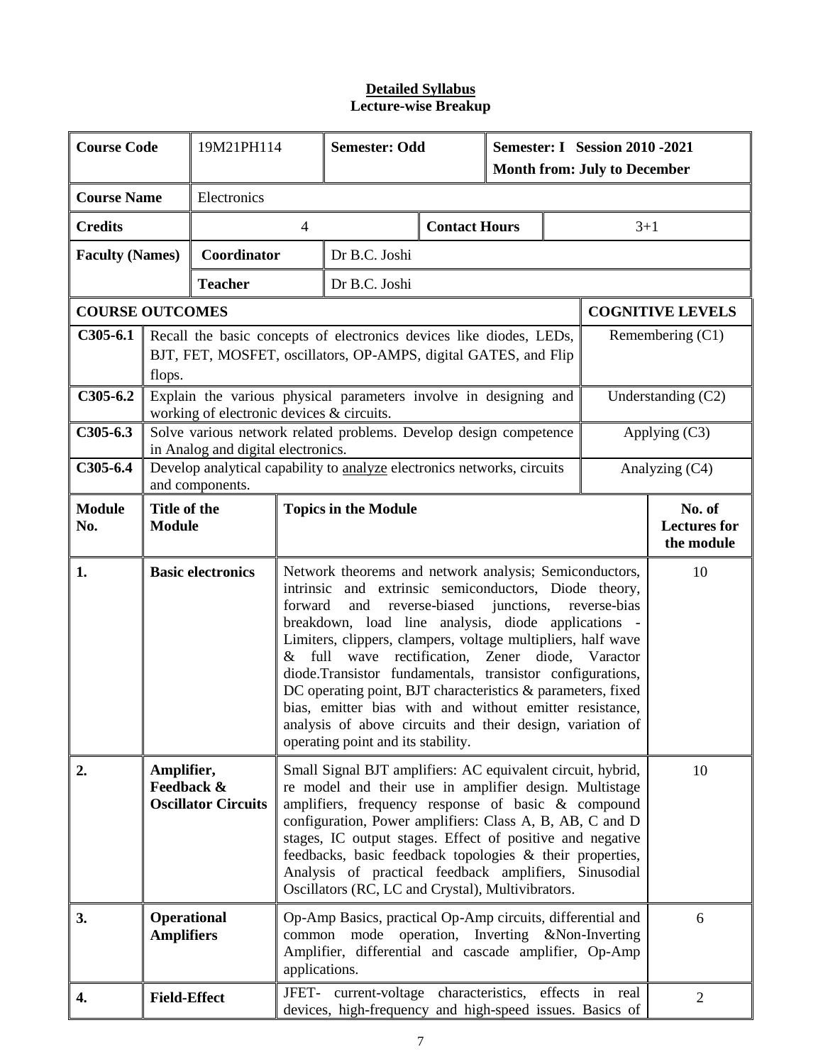**Detailed Syllabus**
**Lecture-wise Breakup**

| **Course Code** | 19M21PH114 | **Semester: Odd** | **Semester: I Session 2010 -2021 Month from: July to December** |
|---|---|---|---|
| **Course Name** | Electronics | | |
| **Credits** | 4 | **Contact Hours** | 3+1 |
| **Faculty (Names)** | **Coordinator** | Dr B.C. Joshi | |
| | **Teacher** | Dr B.C. Joshi | |

| **COURSE OUTCOMES** | | **COGNITIVE LEVELS** |
|---|---|---|
| **C305-6.1** | Recall the basic concepts of electronics devices like diodes, LEDs, BJT, FET, MOSFET, oscillators, OP-AMPS, digital GATES, and Flip flops. | Remembering (C1) |
| **C305-6.2** | Explain the various physical parameters involve in designing and working of electronic devices & circuits. | Understanding (C2) |
| **C305-6.3** | Solve various network related problems. Develop design competence in Analog and digital electronics. | Applying (C3) |
| **C305-6.4** | Develop analytical capability to analyze electronics networks, circuits and components. | Analyzing (C4) |

| **Module No.** | **Title of the Module** | **Topics in the Module** | **No. of Lectures for the module** |
|---|---|---|---|
| **1.** | **Basic electronics** | Network theorems and network analysis; Semiconductors, intrinsic and extrinsic semiconductors, Diode theory, forward and reverse-biased junctions, reverse-bias breakdown, load line analysis, diode applications - Limiters, clippers, clampers, voltage multipliers, half wave & full wave rectification, Zener diode, Varactor diode.Transistor fundamentals, transistor configurations, DC operating point, BJT characteristics & parameters, fixed bias, emitter bias with and without emitter resistance, analysis of above circuits and their design, variation of operating point and its stability. | 10 |
| **2.** | **Amplifier, Feedback & Oscillator Circuits** | Small Signal BJT amplifiers: AC equivalent circuit, hybrid, re model and their use in amplifier design. Multistage amplifiers, frequency response of basic & compound configuration, Power amplifiers: Class A, B, AB, C and D stages, IC output stages. Effect of positive and negative feedbacks, basic feedback topologies & their properties, Analysis of practical feedback amplifiers, Sinusodial Oscillators (RC, LC and Crystal), Multivibrators. | 10 |
| **3.** | **Operational Amplifiers** | Op-Amp Basics, practical Op-Amp circuits, differential and common mode operation, Inverting &Non-Inverting Amplifier, differential and cascade amplifier, Op-Amp applications. | 6 |
| **4.** | **Field-Effect** | JFET- current-voltage characteristics, effects in real devices, high-frequency and high-speed issues. Basics of | 2 |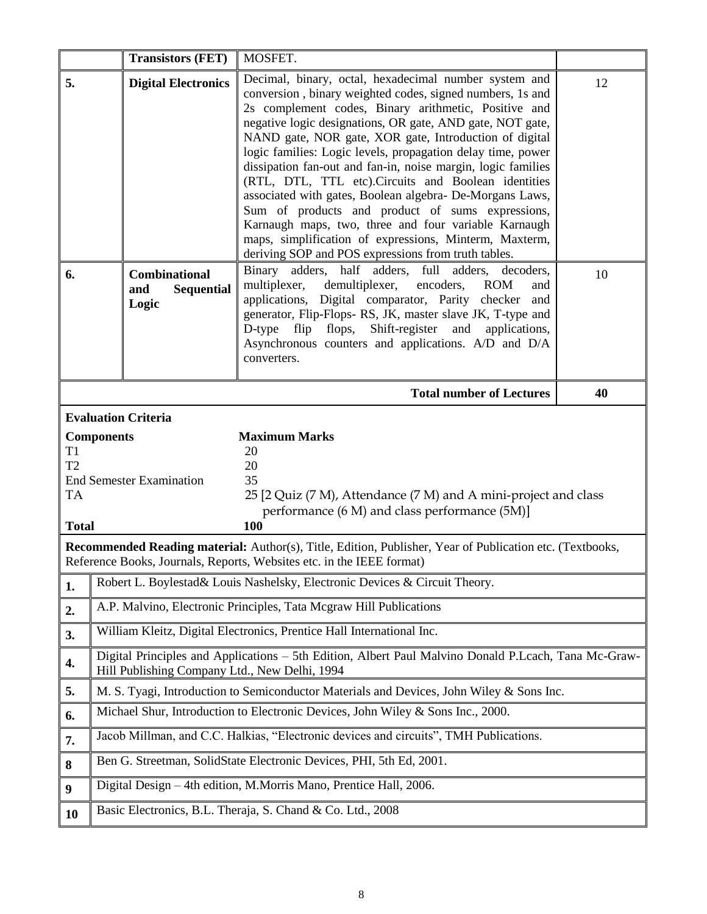|  | Transistors (FET) | MOSFET. |  |
|---|---|---|---|
| 5. | Digital Electronics | Decimal, binary, octal, hexadecimal number system and conversion , binary weighted codes, signed numbers, 1s and 2s complement codes, Binary arithmetic, Positive and negative logic designations, OR gate, AND gate, NOT gate, NAND gate, NOR gate, XOR gate, Introduction of digital logic families: Logic levels, propagation delay time, power dissipation fan-out and fan-in, noise margin, logic families (RTL, DTL, TTL etc).Circuits and Boolean identities associated with gates, Boolean algebra- De-Morgans Laws, Sum of products and product of sums expressions, Karnaugh maps, two, three and four variable Karnaugh maps, simplification of expressions, Minterm, Maxterm, deriving SOP and POS expressions from truth tables. | 12 |
| 6. | Combinational and Sequential Logic | Binary adders, half adders, full adders, decoders, multiplexer, demultiplexer, encoders, ROM and applications, Digital comparator, Parity checker and generator, Flip-Flops- RS, JK, master slave JK, T-type and D-type flip flops, Shift-register and applications, Asynchronous counters and applications. A/D and D/A converters. | 10 |
|  |  | **Total number of Lectures** | **40** |

**Evaluation Criteria**

| Components | Maximum Marks |
|---|---|
| T1 | 20 |
| T2 | 20 |
| End Semester Examination | 35 |
| TA | 25 [2 Quiz (7 M), Attendance (7 M) and A mini-project and class performance (6 M) and class performance (5M)] |
| **Total** | **100** |

**Recommended Reading material:** Author(s), Title, Edition, Publisher, Year of Publication etc. (Textbooks, Reference Books, Journals, Reports, Websites etc. in the IEEE format)

| No. | Reference |
|---|---|
| 1. | Robert L. Boylestad& Louis Nashelsky, Electronic Devices & Circuit Theory. |
| 2. | A.P. Malvino, Electronic Principles, Tata Mcgraw Hill Publications |
| 3. | William Kleitz, Digital Electronics, Prentice Hall International Inc. |
| 4. | Digital Principles and Applications – 5th Edition, Albert Paul Malvino Donald P.Lcach, Tana Mc-Graw-Hill Publishing Company Ltd., New Delhi, 1994 |
| 5. | M. S. Tyagi, Introduction to Semiconductor Materials and Devices, John Wiley & Sons Inc. |
| 6. | Michael Shur, Introduction to Electronic Devices, John Wiley & Sons Inc., 2000. |
| 7. | Jacob Millman, and C.C. Halkias, "Electronic devices and circuits", TMH Publications. |
| 8 | Ben G. Streetman, SolidState Electronic Devices, PHI, 5th Ed, 2001. |
| 9 | Digital Design – 4th edition, M.Morris Mano, Prentice Hall, 2006. |
| 10 | Basic Electronics, B.L. Theraja, S. Chand & Co. Ltd., 2008 |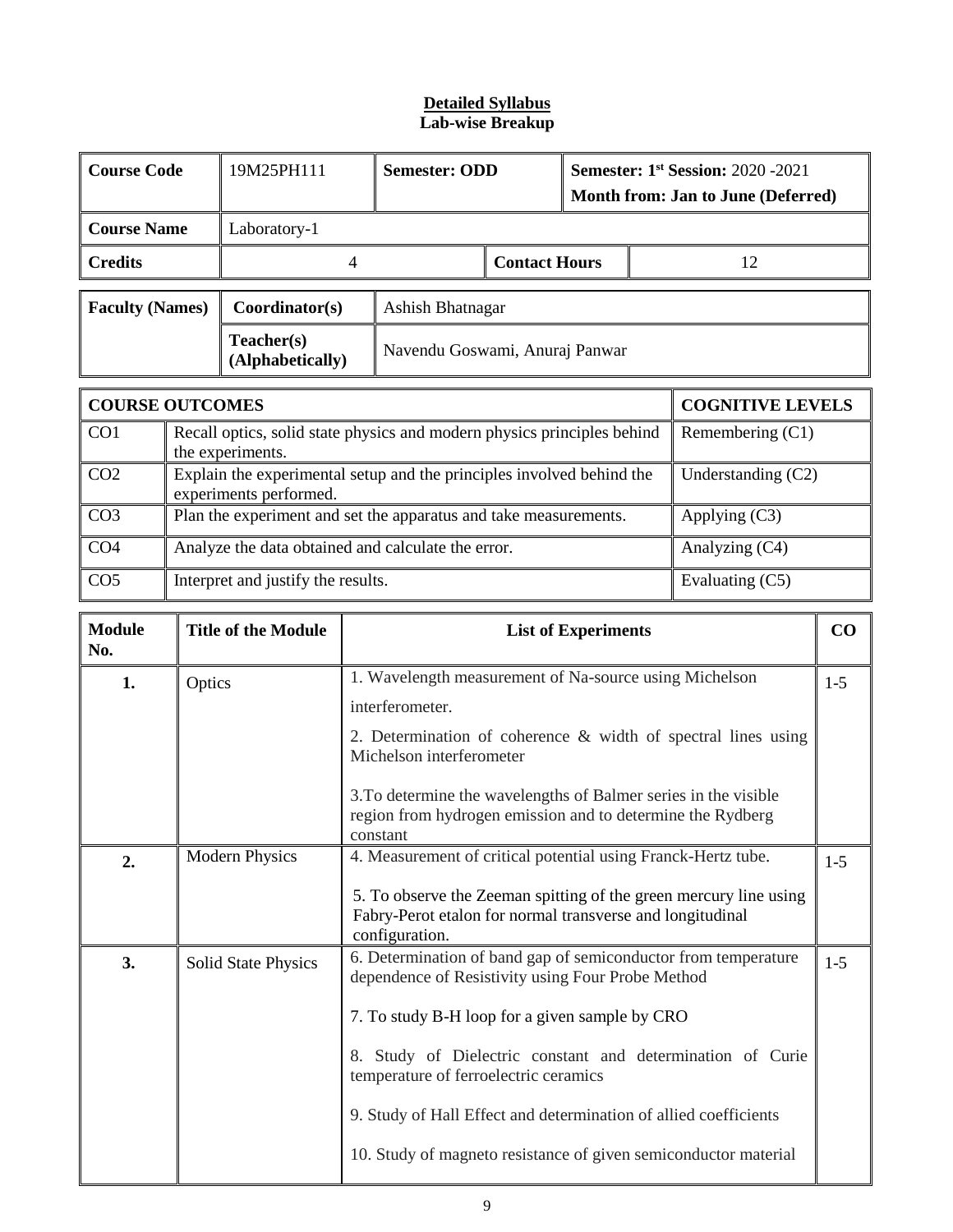**Detailed Syllabus**
**Lab-wise Breakup**

| **Course Code** | 19M25PH111 | **Semester: ODD** | | **Semester: 1st Session:** 2020 -2021 **Month from: Jan to June (Deferred)** |
|---|---|---|---|---|
| **Course Name** | Laboratory-1 | | | |
| **Credits** | 4 | | **Contact Hours** | 12 |

| **Faculty (Names)** | **Coordinator(s)** | Ashish Bhatnagar |
|---|---|---|
| | **Teacher(s) (Alphabetically)** | Navendu Goswami, Anuraj Panwar |

| **COURSE OUTCOMES** | | **COGNITIVE LEVELS** |
|---|---|---|
| CO1 | Recall optics, solid state physics and modern physics principles behind the experiments. | Remembering (C1) |
| CO2 | Explain the experimental setup and the principles involved behind the experiments performed. | Understanding (C2) |
| CO3 | Plan the experiment and set the apparatus and take measurements. | Applying (C3) |
| CO4 | Analyze the data obtained and calculate the error. | Analyzing (C4) |
| CO5 | Interpret and justify the results. | Evaluating (C5) |

| **Module No.** | **Title of the Module** | **List of Experiments** | **CO** |
|---|---|---|---|
| **1.** | Optics | 1. Wavelength measurement of Na-source using Michelson interferometer.<br>2. Determination of coherence & width of spectral lines using Michelson interferometer<br>3.To determine the wavelengths of Balmer series in the visible region from hydrogen emission and to determine the Rydberg constant | 1-5 |
| **2.** | Modern Physics | 4. Measurement of critical potential using Franck-Hertz tube.<br>5. To observe the Zeeman spitting of the green mercury line using Fabry-Perot etalon for normal transverse and longitudinal configuration. | 1-5 |
| **3.** | Solid State Physics | 6. Determination of band gap of semiconductor from temperature dependence of Resistivity using Four Probe Method<br>7. To study B-H loop for a given sample by CRO<br>8. Study of Dielectric constant and determination of Curie temperature of ferroelectric ceramics<br>9. Study of Hall Effect and determination of allied coefficients<br>10. Study of magneto resistance of given semiconductor material | 1-5 |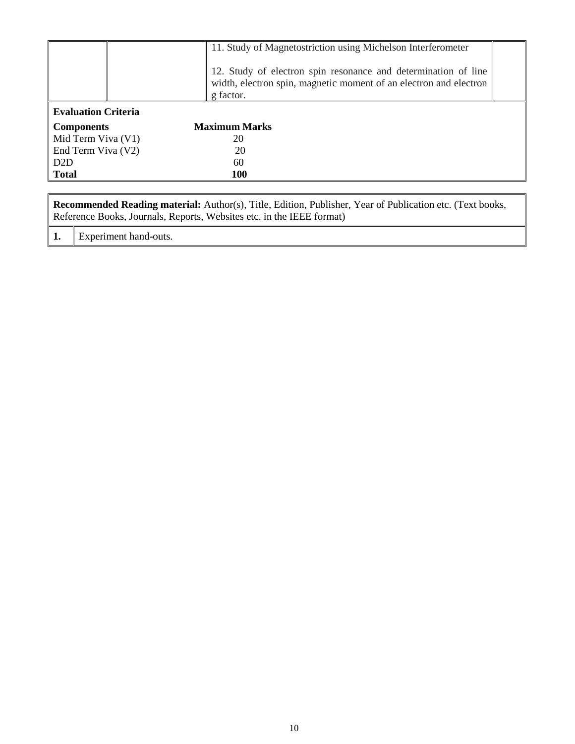| | | | |
|---|---|---|---|
| | | 11. Study of Magnetostriction using Michelson Interferometer<br><br>12. Study of electron spin resonance and determination of line width, electron spin, magnetic moment of an electron and electron g factor. | |

**Evaluation Criteria**

| **Components** | **Maximum Marks** |
|---|---|
| Mid Term Viva (V1) | 20 |
| End Term Viva (V2) | 20 |
| D2D | 60 |
| **Total** | **100** |

**Recommended Reading material:** Author(s), Title, Edition, Publisher, Year of Publication etc. (Text books, Reference Books, Journals, Reports, Websites etc. in the IEEE format)

| | |
|---|---|
| **1.** | Experiment hand-outs. |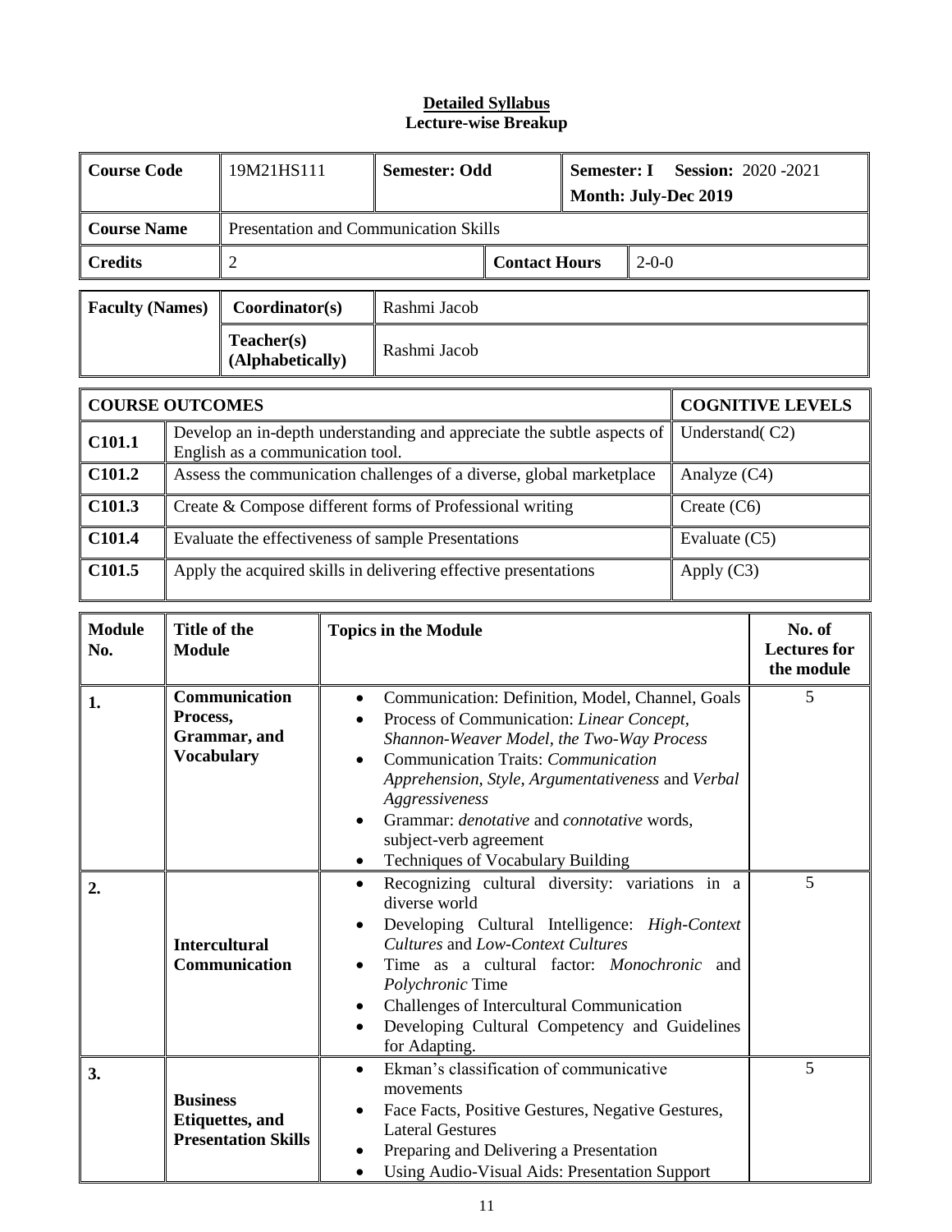**Detailed Syllabus**
**Lecture-wise Breakup**

| **Course Code** | 19M21HS111 | **Semester: Odd** | **Semester: I Session:** 2020 -2021 **Month: July-Dec 2019** |
|---|---|---|---|
| **Course Name** | Presentation and Communication Skills | | |
| **Credits** | 2 | **Contact Hours** | 2-0-0 |

| **Faculty (Names)** | **Coordinator(s)** | Rashmi Jacob |
|---|---|---|
| | **Teacher(s) (Alphabetically)** | Rashmi Jacob |

| **COURSE OUTCOMES** | | **COGNITIVE LEVELS** |
|---|---|---|
| **C101.1** | Develop an in-depth understanding and appreciate the subtle aspects of English as a communication tool. | Understand( C2) |
| **C101.2** | Assess the communication challenges of a diverse, global marketplace | Analyze (C4) |
| **C101.3** | Create & Compose different forms of Professional writing | Create (C6) |
| **C101.4** | Evaluate the effectiveness of sample Presentations | Evaluate (C5) |
| **C101.5** | Apply the acquired skills in delivering effective presentations | Apply (C3) |

| **Module No.** | **Title of the Module** | **Topics in the Module** | **No. of Lectures for the module** |
|---|---|---|---|
| **1.** | **Communication Process, Grammar, and Vocabulary** | • Communication: Definition, Model, Channel, Goals<br>• Process of Communication: *Linear Concept, Shannon-Weaver Model, the Two-Way Process*<br>• Communication Traits: *Communication Apprehension, Style, Argumentativeness* and *Verbal Aggressiveness*<br>• Grammar: *denotative* and *connotative* words, subject-verb agreement<br>• Techniques of Vocabulary Building | 5 |
| **2.** | **Intercultural Communication** | • Recognizing cultural diversity: variations in a diverse world<br>• Developing Cultural Intelligence: *High-Context Cultures* and *Low-Context Cultures*<br>• Time as a cultural factor: *Monochronic* and *Polychronic* Time<br>• Challenges of Intercultural Communication<br>• Developing Cultural Competency and Guidelines for Adapting. | 5 |
| **3.** | **Business Etiquettes, and Presentation Skills** | • Ekman's classification of communicative movements<br>• Face Facts, Positive Gestures, Negative Gestures, Lateral Gestures<br>• Preparing and Delivering a Presentation<br>• Using Audio-Visual Aids: Presentation Support | 5 |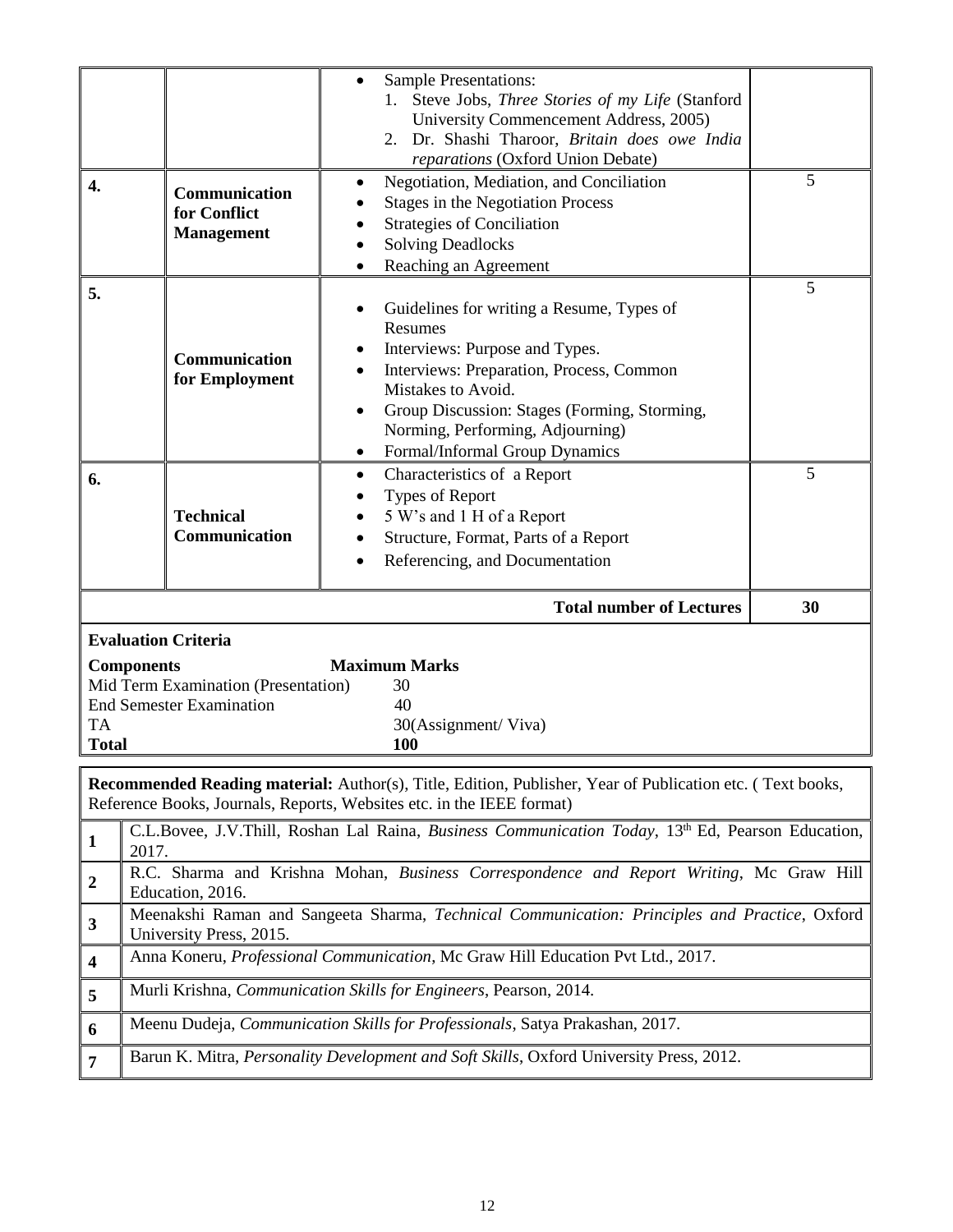| | | | |
|---|---|---|---|
| | | • Sample Presentations:<br>1. Steve Jobs, *Three Stories of my Life* (Stanford University Commencement Address, 2005)<br>2. Dr. Shashi Tharoor, *Britain does owe India reparations* (Oxford Union Debate) | |
| **4.** | **Communication for Conflict Management** | • Negotiation, Mediation, and Conciliation<br>• Stages in the Negotiation Process<br>• Strategies of Conciliation<br>• Solving Deadlocks<br>• Reaching an Agreement | 5 |
| **5.** | **Communication for Employment** | • Guidelines for writing a Resume, Types of Resumes<br>• Interviews: Purpose and Types.<br>• Interviews: Preparation, Process, Common Mistakes to Avoid.<br>• Group Discussion: Stages (Forming, Storming, Norming, Performing, Adjourning)<br>• Formal/Informal Group Dynamics | 5 |
| **6.** | **Technical Communication** | • Characteristics of a Report<br>• Types of Report<br>• 5 W's and 1 H of a Report<br>• Structure, Format, Parts of a Report<br>• Referencing, and Documentation | 5 |
| | | **Total number of Lectures** | **30** |

**Evaluation Criteria**

| **Components** | **Maximum Marks** |
|---|---|
| Mid Term Examination (Presentation) | 30 |
| End Semester Examination | 40 |
| TA | 30(Assignment/ Viva) |
| **Total** | **100** |

**Recommended Reading material:** Author(s), Title, Edition, Publisher, Year of Publication etc. ( Text books, Reference Books, Journals, Reports, Websites etc. in the IEEE format)

| | |
|---|---|
| **1** | C.L.Bovee, J.V.Thill, Roshan Lal Raina, *Business Communication Today*, 13th Ed, Pearson Education, 2017. |
| **2** | R.C. Sharma and Krishna Mohan, *Business Correspondence and Report Writing*, Mc Graw Hill Education, 2016. |
| **3** | Meenakshi Raman and Sangeeta Sharma, *Technical Communication: Principles and Practice*, Oxford University Press, 2015. |
| **4** | Anna Koneru, *Professional Communication*, Mc Graw Hill Education Pvt Ltd., 2017. |
| **5** | Murli Krishna, *Communication Skills for Engineers*, Pearson, 2014. |
| **6** | Meenu Dudeja, *Communication Skills for Professionals*, Satya Prakashan, 2017. |
| **7** | Barun K. Mitra, *Personality Development and Soft Skills*, Oxford University Press, 2012. |